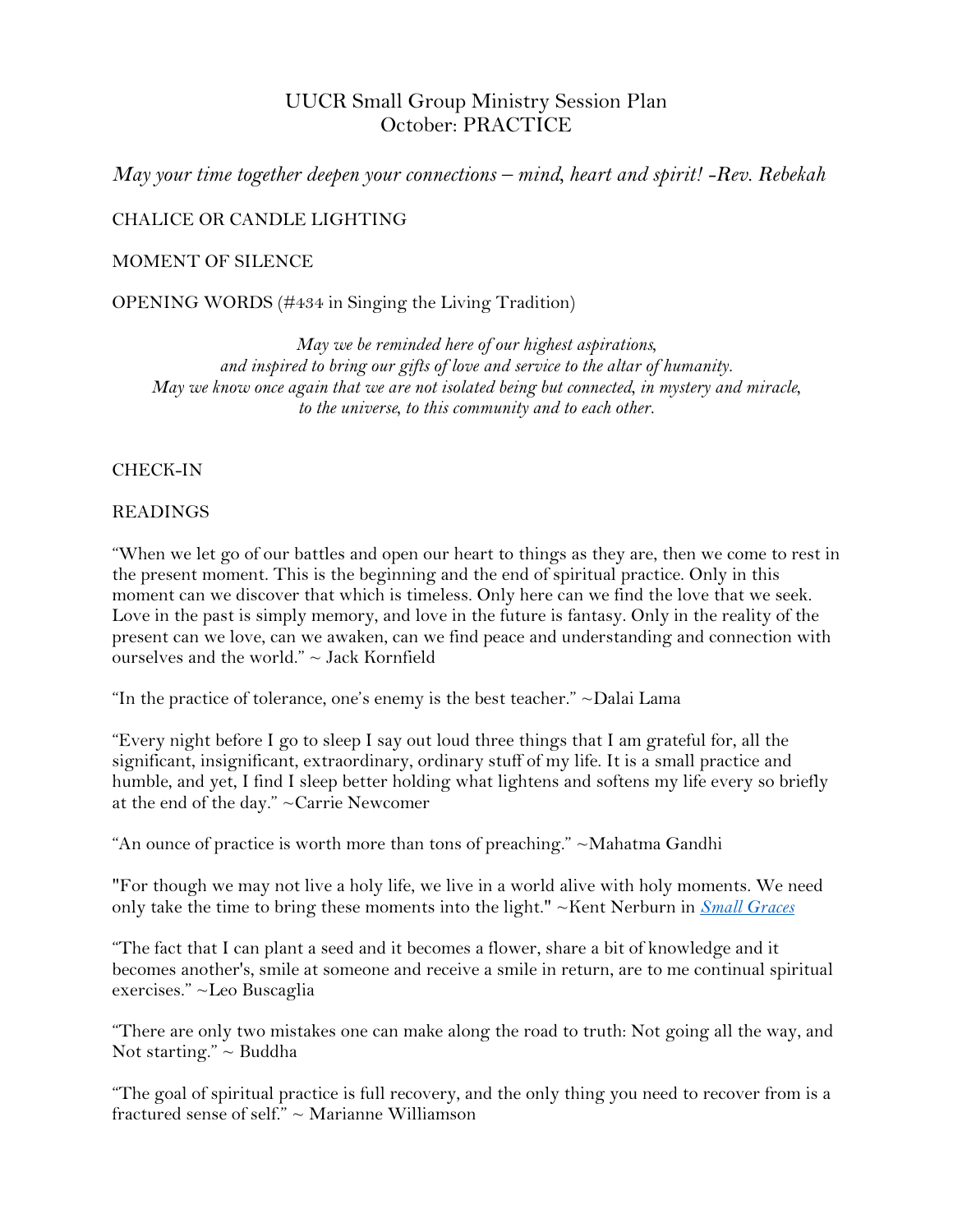# UUCR Small Group Ministry Session Plan
# October: PRACTICE

*May your time together deepen your connections – mind, heart and spirit! -Rev. Rebekah*

CHALICE OR CANDLE LIGHTING

MOMENT OF SILENCE

OPENING WORDS (#434 in Singing the Living Tradition)

*May we be reminded here of our highest aspirations,*
*and inspired to bring our gifts of love and service to the altar of humanity.*
*May we know once again that we are not isolated being but connected, in mystery and miracle,*
*to the universe, to this community and to each other.*

CHECK-IN

READINGS

"When we let go of our battles and open our heart to things as they are, then we come to rest in the present moment. This is the beginning and the end of spiritual practice. Only in this moment can we discover that which is timeless. Only here can we find the love that we seek. Love in the past is simply memory, and love in the future is fantasy. Only in the reality of the present can we love, can we awaken, can we find peace and understanding and connection with ourselves and the world." ~ Jack Kornfield

"In the practice of tolerance, one's enemy is the best teacher." ~Dalai Lama

"Every night before I go to sleep I say out loud three things that I am grateful for, all the significant, insignificant, extraordinary, ordinary stuff of my life. It is a small practice and humble, and yet, I find I sleep better holding what lightens and softens my life every so briefly at the end of the day." ~Carrie Newcomer

"An ounce of practice is worth more than tons of preaching." ~Mahatma Gandhi

"For though we may not live a holy life, we live in a world alive with holy moments. We need only take the time to bring these moments into the light." ~Kent Nerburn in *Small Graces*

"The fact that I can plant a seed and it becomes a flower, share a bit of knowledge and it becomes another's, smile at someone and receive a smile in return, are to me continual spiritual exercises." ~Leo Buscaglia

"There are only two mistakes one can make along the road to truth: Not going all the way, and Not starting." ~ Buddha

"The goal of spiritual practice is full recovery, and the only thing you need to recover from is a fractured sense of self." ~ Marianne Williamson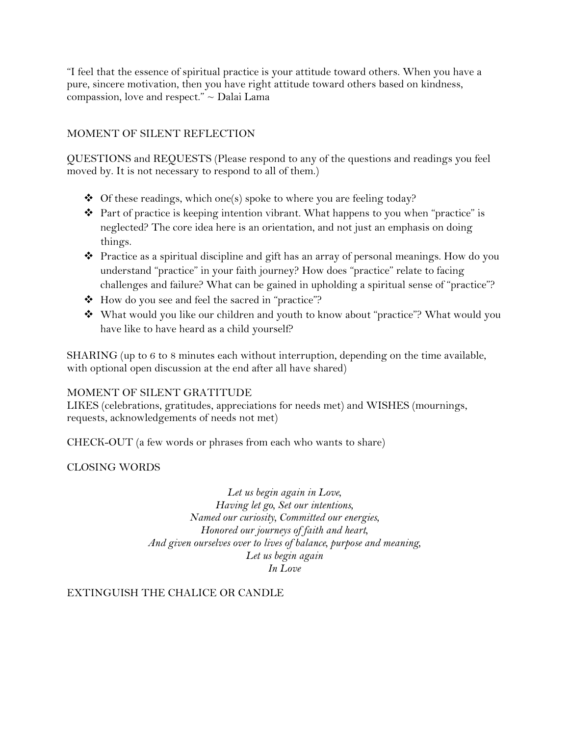"I feel that the essence of spiritual practice is your attitude toward others. When you have a pure, sincere motivation, then you have right attitude toward others based on kindness, compassion, love and respect." ~ Dalai Lama

MOMENT OF SILENT REFLECTION

QUESTIONS and REQUESTS (Please respond to any of the questions and readings you feel moved by. It is not necessary to respond to all of them.)

- Of these readings, which one(s) spoke to where you are feeling today?
- Part of practice is keeping intention vibrant. What happens to you when "practice" is neglected? The core idea here is an orientation, and not just an emphasis on doing things.
- Practice as a spiritual discipline and gift has an array of personal meanings. How do you understand "practice" in your faith journey? How does "practice" relate to facing challenges and failure? What can be gained in upholding a spiritual sense of "practice"?
- How do you see and feel the sacred in "practice"?
- What would you like our children and youth to know about "practice"? What would you have like to have heard as a child yourself?

SHARING (up to 6 to 8 minutes each without interruption, depending on the time available, with optional open discussion at the end after all have shared)

MOMENT OF SILENT GRATITUDE

LIKES (celebrations, gratitudes, appreciations for needs met) and WISHES (mournings, requests, acknowledgements of needs not met)

CHECK-OUT (a few words or phrases from each who wants to share)

CLOSING WORDS

*Let us begin again in Love,*
*Having let go, Set our intentions,*
*Named our curiosity, Committed our energies,*
*Honored our journeys of faith and heart,*
*And given ourselves over to lives of balance, purpose and meaning,*
*Let us begin again*
*In Love*

EXTINGUISH THE CHALICE OR CANDLE